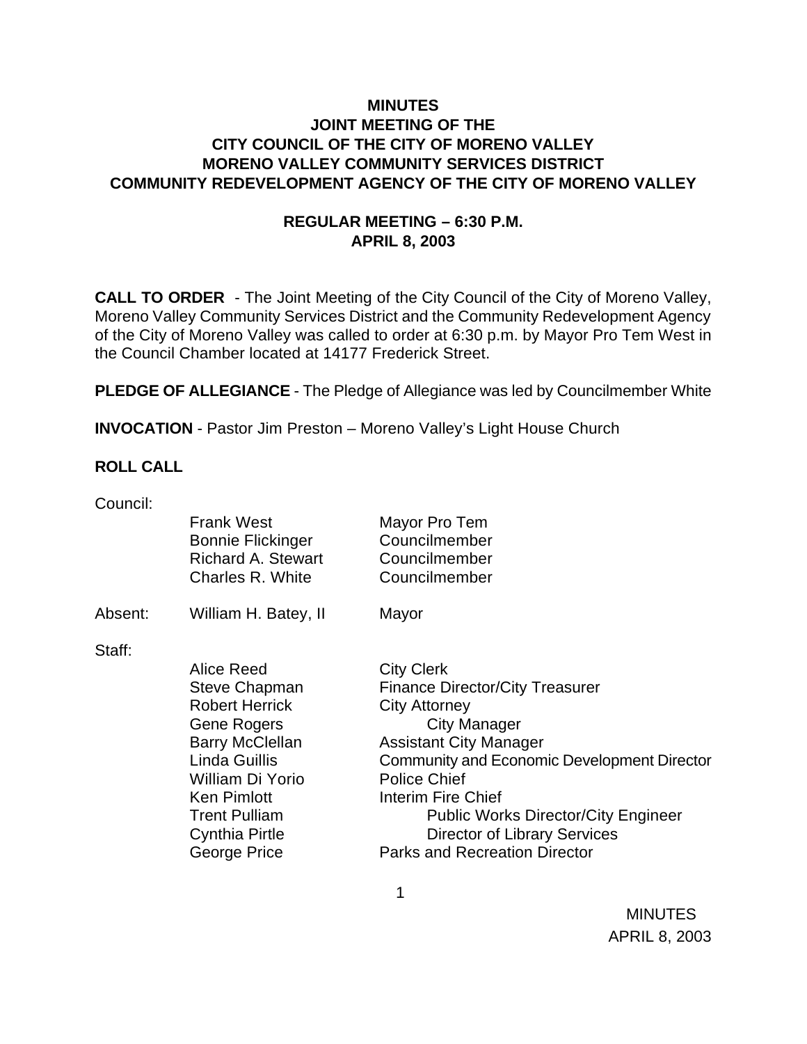# MINUTES
## JOINT MEETING OF THE
## CITY COUNCIL OF THE CITY OF MORENO VALLEY
## MORENO VALLEY COMMUNITY SERVICES DISTRICT
## COMMUNITY REDEVELOPMENT AGENCY OF THE CITY OF MORENO VALLEY

### REGULAR MEETING – 6:30 P.M.
### APRIL 8, 2003

**CALL TO ORDER** - The Joint Meeting of the City Council of the City of Moreno Valley, Moreno Valley Community Services District and the Community Redevelopment Agency of the City of Moreno Valley was called to order at 6:30 p.m. by Mayor Pro Tem West in the Council Chamber located at 14177 Frederick Street.

**PLEDGE OF ALLEGIANCE** - The Pledge of Allegiance was led by Councilmember White

**INVOCATION** - Pastor Jim Preston – Moreno Valley's Light House Church

**ROLL CALL**

Council:

| | | |
|---|---|---|
| | Frank West | Mayor Pro Tem |
| | Bonnie Flickinger | Councilmember |
| | Richard A. Stewart | Councilmember |
| | Charles R. White | Councilmember |
| Absent: | William H. Batey, II | Mayor |

Staff:

| | |
|---|---|
| Alice Reed | City Clerk |
| Steve Chapman | Finance Director/City Treasurer |
| Robert Herrick | City Attorney |
| Gene Rogers | City Manager |
| Barry McClellan | Assistant City Manager |
| Linda Guillis | Community and Economic Development Director |
| William Di Yorio | Police Chief |
| Ken Pimlott | Interim Fire Chief |
| Trent Pulliam | Public Works Director/City Engineer |
| Cynthia Pirtle | Director of Library Services |
| George Price | Parks and Recreation Director |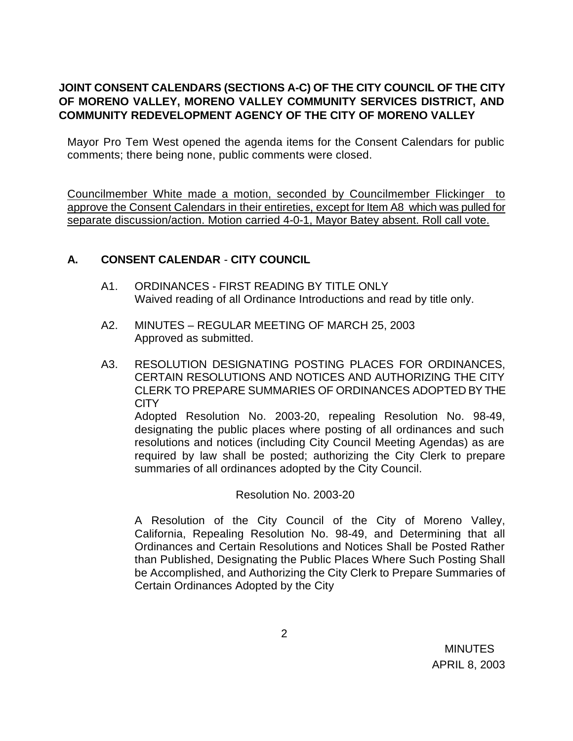**JOINT CONSENT CALENDARS (SECTIONS A-C) OF THE CITY COUNCIL OF THE CITY OF MORENO VALLEY, MORENO VALLEY COMMUNITY SERVICES DISTRICT, AND COMMUNITY REDEVELOPMENT AGENCY OF THE CITY OF MORENO VALLEY**

Mayor Pro Tem West opened the agenda items for the Consent Calendars for public comments; there being none, public comments were closed.

<u>Councilmember White made a motion, seconded by Councilmember Flickinger to approve the Consent Calendars in their entireties, except for Item A8 which was pulled for separate discussion/action. Motion carried 4-0-1, Mayor Batey absent. Roll call vote.</u>

## A. CONSENT CALENDAR - CITY COUNCIL

A1. ORDINANCES - FIRST READING BY TITLE ONLY
Waived reading of all Ordinance Introductions and read by title only.

A2. MINUTES – REGULAR MEETING OF MARCH 25, 2003
Approved as submitted.

A3. RESOLUTION DESIGNATING POSTING PLACES FOR ORDINANCES, CERTAIN RESOLUTIONS AND NOTICES AND AUTHORIZING THE CITY CLERK TO PREPARE SUMMARIES OF ORDINANCES ADOPTED BY THE CITY
Adopted Resolution No. 2003-20, repealing Resolution No. 98-49, designating the public places where posting of all ordinances and such resolutions and notices (including City Council Meeting Agendas) as are required by law shall be posted; authorizing the City Clerk to prepare summaries of all ordinances adopted by the City Council.

Resolution No. 2003-20

A Resolution of the City Council of the City of Moreno Valley, California, Repealing Resolution No. 98-49, and Determining that all Ordinances and Certain Resolutions and Notices Shall be Posted Rather than Published, Designating the Public Places Where Such Posting Shall be Accomplished, and Authorizing the City Clerk to Prepare Summaries of Certain Ordinances Adopted by the City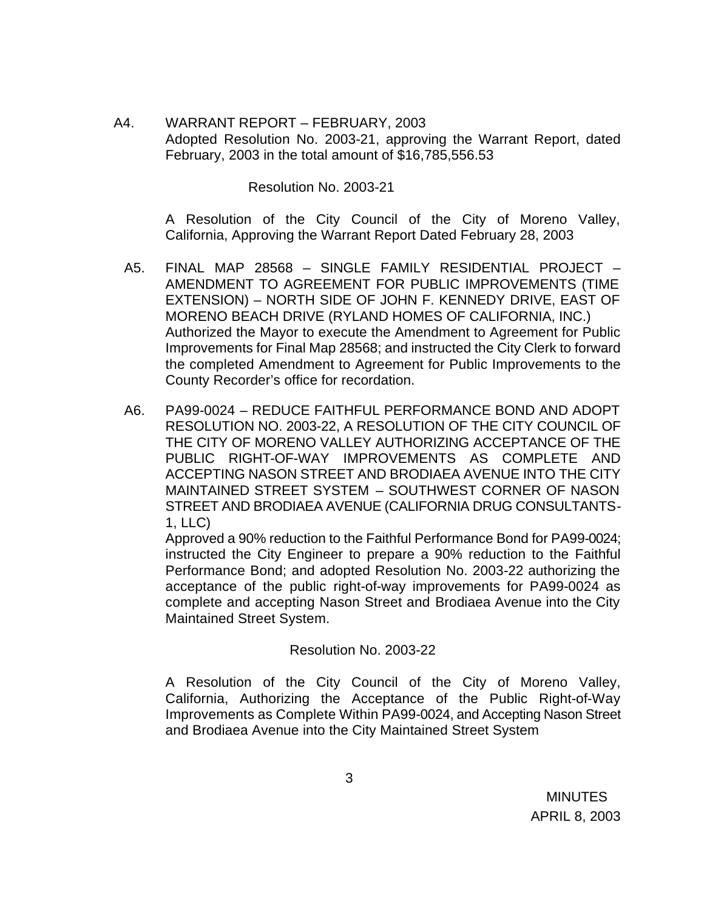A4. WARRANT REPORT – FEBRUARY, 2003
Adopted Resolution No. 2003-21, approving the Warrant Report, dated February, 2003 in the total amount of $16,785,556.53

Resolution No. 2003-21

A Resolution of the City Council of the City of Moreno Valley, California, Approving the Warrant Report Dated February 28, 2003

A5. FINAL MAP 28568 – SINGLE FAMILY RESIDENTIAL PROJECT – AMENDMENT TO AGREEMENT FOR PUBLIC IMPROVEMENTS (TIME EXTENSION) – NORTH SIDE OF JOHN F. KENNEDY DRIVE, EAST OF MORENO BEACH DRIVE (RYLAND HOMES OF CALIFORNIA, INC.)
Authorized the Mayor to execute the Amendment to Agreement for Public Improvements for Final Map 28568; and instructed the City Clerk to forward the completed Amendment to Agreement for Public Improvements to the County Recorder's office for recordation.

A6. PA99-0024 – REDUCE FAITHFUL PERFORMANCE BOND AND ADOPT RESOLUTION NO. 2003-22, A RESOLUTION OF THE CITY COUNCIL OF THE CITY OF MORENO VALLEY AUTHORIZING ACCEPTANCE OF THE PUBLIC RIGHT-OF-WAY IMPROVEMENTS AS COMPLETE AND ACCEPTING NASON STREET AND BRODIAEA AVENUE INTO THE CITY MAINTAINED STREET SYSTEM – SOUTHWEST CORNER OF NASON STREET AND BRODIAEA AVENUE (CALIFORNIA DRUG CONSULTANTS-1, LLC)
Approved a 90% reduction to the Faithful Performance Bond for PA99-0024; instructed the City Engineer to prepare a 90% reduction to the Faithful Performance Bond; and adopted Resolution No. 2003-22 authorizing the acceptance of the public right-of-way improvements for PA99-0024 as complete and accepting Nason Street and Brodiaea Avenue into the City Maintained Street System.

Resolution No. 2003-22

A Resolution of the City Council of the City of Moreno Valley, California, Authorizing the Acceptance of the Public Right-of-Way Improvements as Complete Within PA99-0024, and Accepting Nason Street and Brodiaea Avenue into the City Maintained Street System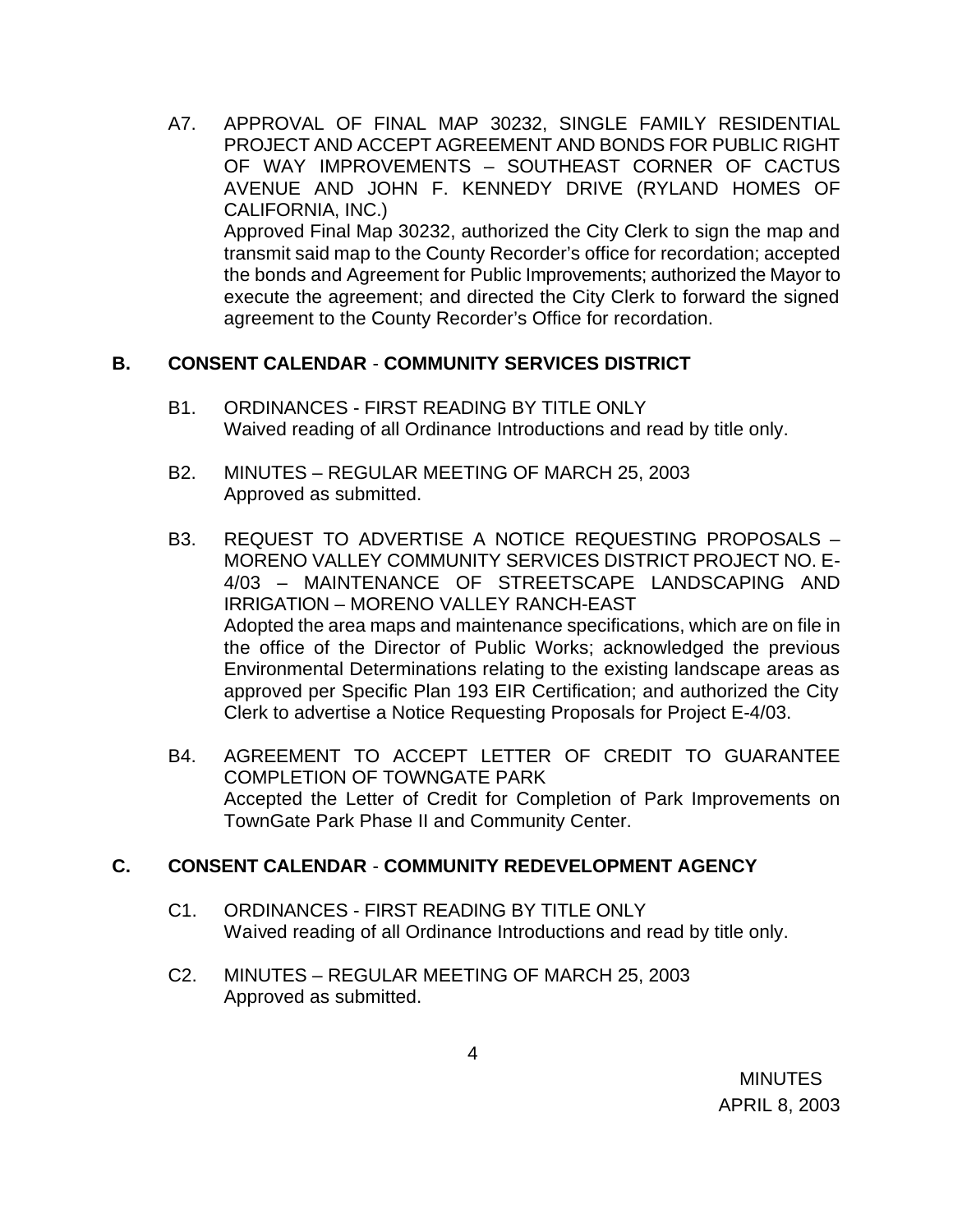A7. APPROVAL OF FINAL MAP 30232, SINGLE FAMILY RESIDENTIAL PROJECT AND ACCEPT AGREEMENT AND BONDS FOR PUBLIC RIGHT OF WAY IMPROVEMENTS – SOUTHEAST CORNER OF CACTUS AVENUE AND JOHN F. KENNEDY DRIVE (RYLAND HOMES OF CALIFORNIA, INC.)
Approved Final Map 30232, authorized the City Clerk to sign the map and transmit said map to the County Recorder's office for recordation; accepted the bonds and Agreement for Public Improvements; authorized the Mayor to execute the agreement; and directed the City Clerk to forward the signed agreement to the County Recorder's Office for recordation.

**B. CONSENT CALENDAR - COMMUNITY SERVICES DISTRICT**

B1. ORDINANCES - FIRST READING BY TITLE ONLY
Waived reading of all Ordinance Introductions and read by title only.

B2. MINUTES – REGULAR MEETING OF MARCH 25, 2003
Approved as submitted.

B3. REQUEST TO ADVERTISE A NOTICE REQUESTING PROPOSALS – MORENO VALLEY COMMUNITY SERVICES DISTRICT PROJECT NO. E-4/03 – MAINTENANCE OF STREETSCAPE LANDSCAPING AND IRRIGATION – MORENO VALLEY RANCH-EAST
Adopted the area maps and maintenance specifications, which are on file in the office of the Director of Public Works; acknowledged the previous Environmental Determinations relating to the existing landscape areas as approved per Specific Plan 193 EIR Certification; and authorized the City Clerk to advertise a Notice Requesting Proposals for Project E-4/03.

B4. AGREEMENT TO ACCEPT LETTER OF CREDIT TO GUARANTEE COMPLETION OF TOWNGATE PARK
Accepted the Letter of Credit for Completion of Park Improvements on TownGate Park Phase II and Community Center.

**C. CONSENT CALENDAR - COMMUNITY REDEVELOPMENT AGENCY**

C1. ORDINANCES - FIRST READING BY TITLE ONLY
Waived reading of all Ordinance Introductions and read by title only.

C2. MINUTES – REGULAR MEETING OF MARCH 25, 2003
Approved as submitted.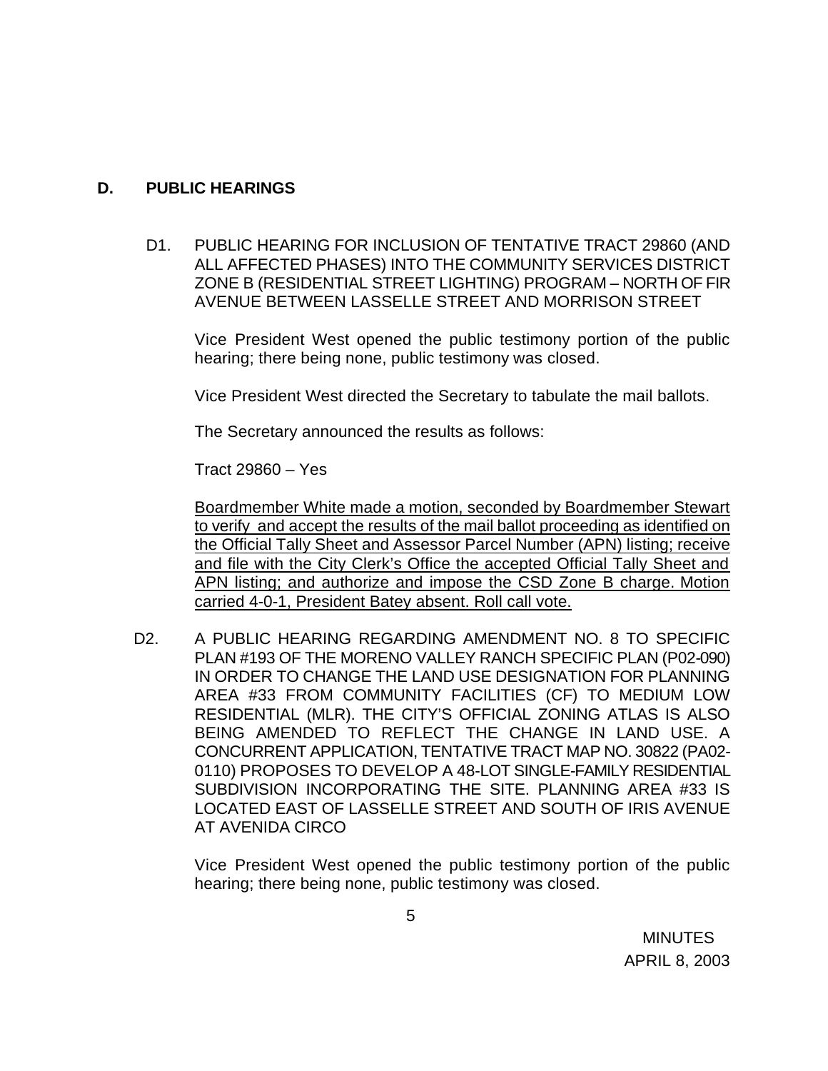## D. PUBLIC HEARINGS

D1. PUBLIC HEARING FOR INCLUSION OF TENTATIVE TRACT 29860 (AND ALL AFFECTED PHASES) INTO THE COMMUNITY SERVICES DISTRICT ZONE B (RESIDENTIAL STREET LIGHTING) PROGRAM – NORTH OF FIR AVENUE BETWEEN LASSELLE STREET AND MORRISON STREET

Vice President West opened the public testimony portion of the public hearing; there being none, public testimony was closed.

Vice President West directed the Secretary to tabulate the mail ballots.

The Secretary announced the results as follows:

Tract 29860 – Yes

<u>Boardmember White made a motion, seconded by Boardmember Stewart to verify and accept the results of the mail ballot proceeding as identified on the Official Tally Sheet and Assessor Parcel Number (APN) listing; receive and file with the City Clerk's Office the accepted Official Tally Sheet and APN listing; and authorize and impose the CSD Zone B charge. Motion carried 4-0-1, President Batey absent. Roll call vote.</u>

D2. A PUBLIC HEARING REGARDING AMENDMENT NO. 8 TO SPECIFIC PLAN #193 OF THE MORENO VALLEY RANCH SPECIFIC PLAN (P02-090) IN ORDER TO CHANGE THE LAND USE DESIGNATION FOR PLANNING AREA #33 FROM COMMUNITY FACILITIES (CF) TO MEDIUM LOW RESIDENTIAL (MLR). THE CITY'S OFFICIAL ZONING ATLAS IS ALSO BEING AMENDED TO REFLECT THE CHANGE IN LAND USE. A CONCURRENT APPLICATION, TENTATIVE TRACT MAP NO. 30822 (PA02-0110) PROPOSES TO DEVELOP A 48-LOT SINGLE-FAMILY RESIDENTIAL SUBDIVISION INCORPORATING THE SITE. PLANNING AREA #33 IS LOCATED EAST OF LASSELLE STREET AND SOUTH OF IRIS AVENUE AT AVENIDA CIRCO

Vice President West opened the public testimony portion of the public hearing; there being none, public testimony was closed.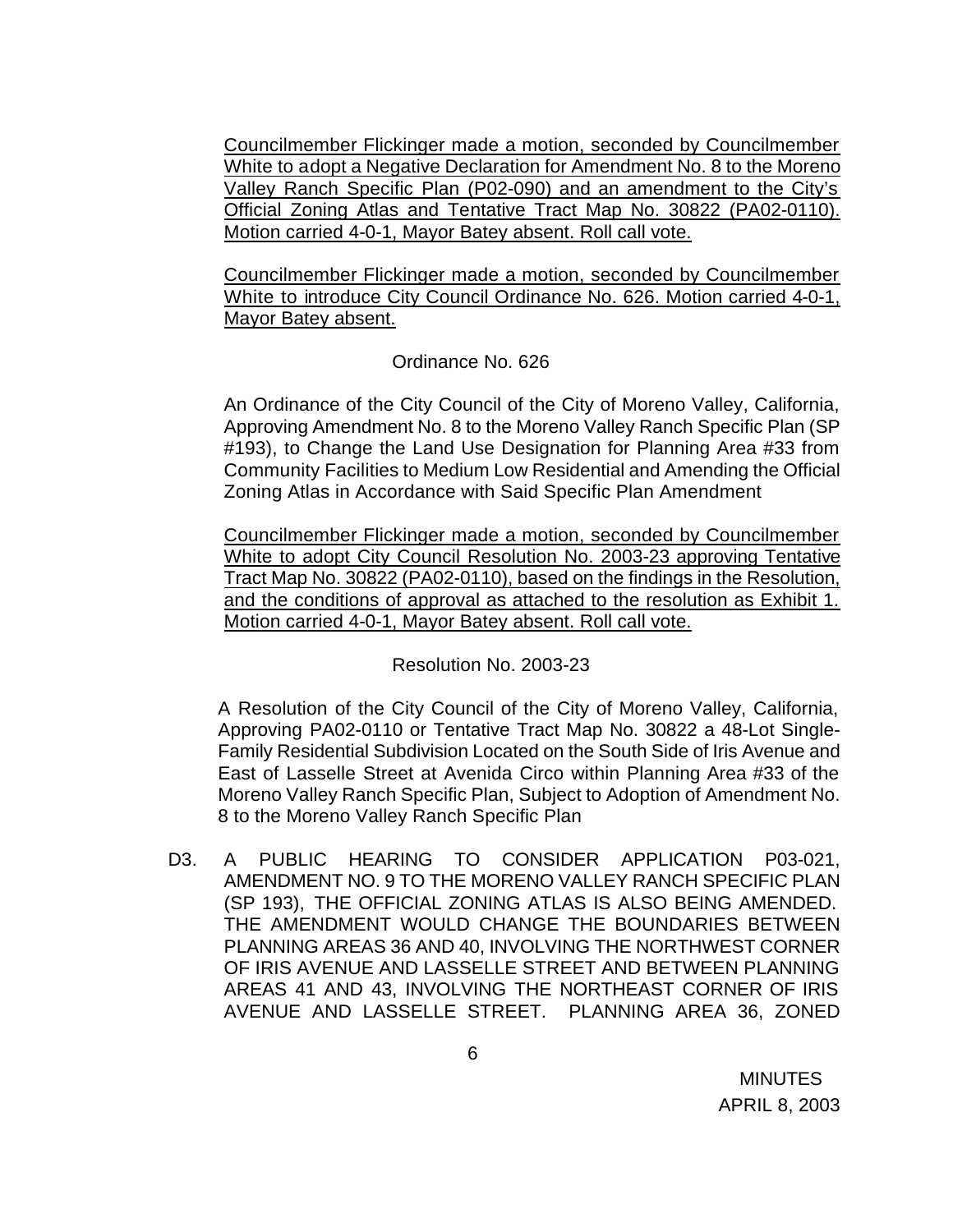Councilmember Flickinger made a motion, seconded by Councilmember White to adopt a Negative Declaration for Amendment No. 8 to the Moreno Valley Ranch Specific Plan (P02-090) and an amendment to the City's Official Zoning Atlas and Tentative Tract Map No. 30822 (PA02-0110). Motion carried 4-0-1, Mayor Batey absent. Roll call vote.

Councilmember Flickinger made a motion, seconded by Councilmember White to introduce City Council Ordinance No. 626. Motion carried 4-0-1, Mayor Batey absent.

Ordinance No. 626

An Ordinance of the City Council of the City of Moreno Valley, California, Approving Amendment No. 8 to the Moreno Valley Ranch Specific Plan (SP #193), to Change the Land Use Designation for Planning Area #33 from Community Facilities to Medium Low Residential and Amending the Official Zoning Atlas in Accordance with Said Specific Plan Amendment

Councilmember Flickinger made a motion, seconded by Councilmember White to adopt City Council Resolution No. 2003-23 approving Tentative Tract Map No. 30822 (PA02-0110), based on the findings in the Resolution, and the conditions of approval as attached to the resolution as Exhibit 1. Motion carried 4-0-1, Mayor Batey absent. Roll call vote.

Resolution No. 2003-23

A Resolution of the City Council of the City of Moreno Valley, California, Approving PA02-0110 or Tentative Tract Map No. 30822 a 48-Lot Single-Family Residential Subdivision Located on the South Side of Iris Avenue and East of Lasselle Street at Avenida Circo within Planning Area #33 of the Moreno Valley Ranch Specific Plan, Subject to Adoption of Amendment No. 8 to the Moreno Valley Ranch Specific Plan

D3. A PUBLIC HEARING TO CONSIDER APPLICATION P03-021, AMENDMENT NO. 9 TO THE MORENO VALLEY RANCH SPECIFIC PLAN (SP 193), THE OFFICIAL ZONING ATLAS IS ALSO BEING AMENDED. THE AMENDMENT WOULD CHANGE THE BOUNDARIES BETWEEN PLANNING AREAS 36 AND 40, INVOLVING THE NORTHWEST CORNER OF IRIS AVENUE AND LASSELLE STREET AND BETWEEN PLANNING AREAS 41 AND 43, INVOLVING THE NORTHEAST CORNER OF IRIS AVENUE AND LASSELLE STREET. PLANNING AREA 36, ZONED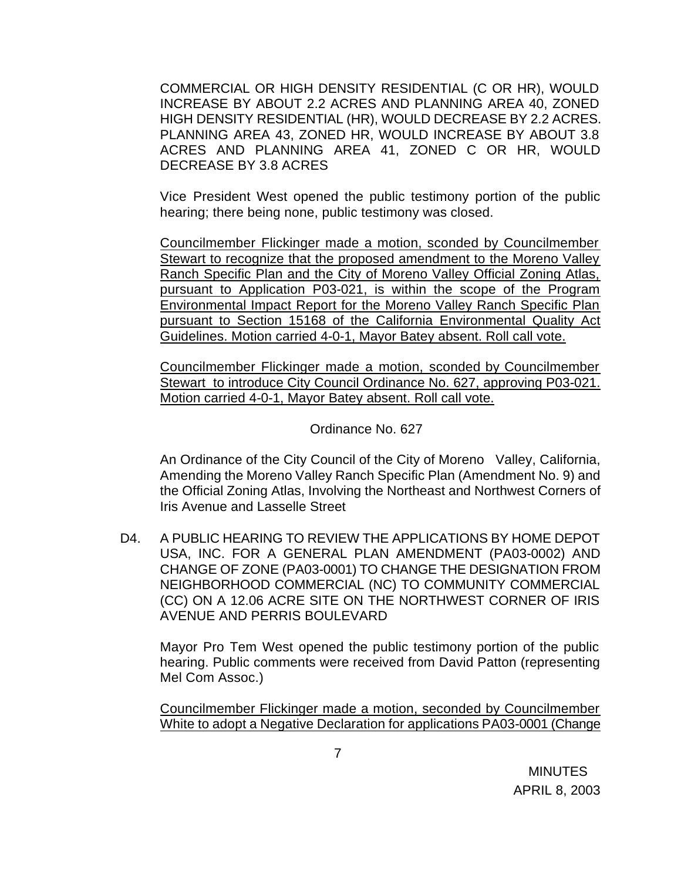COMMERCIAL OR HIGH DENSITY RESIDENTIAL (C OR HR), WOULD INCREASE BY ABOUT 2.2 ACRES AND PLANNING AREA 40, ZONED HIGH DENSITY RESIDENTIAL (HR), WOULD DECREASE BY 2.2 ACRES. PLANNING AREA 43, ZONED HR, WOULD INCREASE BY ABOUT 3.8 ACRES AND PLANNING AREA 41, ZONED C OR HR, WOULD DECREASE BY 3.8 ACRES

Vice President West opened the public testimony portion of the public hearing; there being none, public testimony was closed.

<u>Councilmember Flickinger made a motion, sconded by Councilmember Stewart to recognize that the proposed amendment to the Moreno Valley Ranch Specific Plan and the City of Moreno Valley Official Zoning Atlas, pursuant to Application P03-021, is within the scope of the Program Environmental Impact Report for the Moreno Valley Ranch Specific Plan pursuant to Section 15168 of the California Environmental Quality Act Guidelines. Motion carried 4-0-1, Mayor Batey absent. Roll call vote.</u>

<u>Councilmember Flickinger made a motion, sconded by Councilmember Stewart to introduce City Council Ordinance No. 627, approving P03-021. Motion carried 4-0-1, Mayor Batey absent. Roll call vote.</u>

Ordinance No. 627

An Ordinance of the City Council of the City of Moreno Valley, California, Amending the Moreno Valley Ranch Specific Plan (Amendment No. 9) and the Official Zoning Atlas, Involving the Northeast and Northwest Corners of Iris Avenue and Lasselle Street

D4. A PUBLIC HEARING TO REVIEW THE APPLICATIONS BY HOME DEPOT USA, INC. FOR A GENERAL PLAN AMENDMENT (PA03-0002) AND CHANGE OF ZONE (PA03-0001) TO CHANGE THE DESIGNATION FROM NEIGHBORHOOD COMMERCIAL (NC) TO COMMUNITY COMMERCIAL (CC) ON A 12.06 ACRE SITE ON THE NORTHWEST CORNER OF IRIS AVENUE AND PERRIS BOULEVARD

Mayor Pro Tem West opened the public testimony portion of the public hearing. Public comments were received from David Patton (representing Mel Com Assoc.)

<u>Councilmember Flickinger made a motion, seconded by Councilmember White to adopt a Negative Declaration for applications PA03-0001 (Change</u>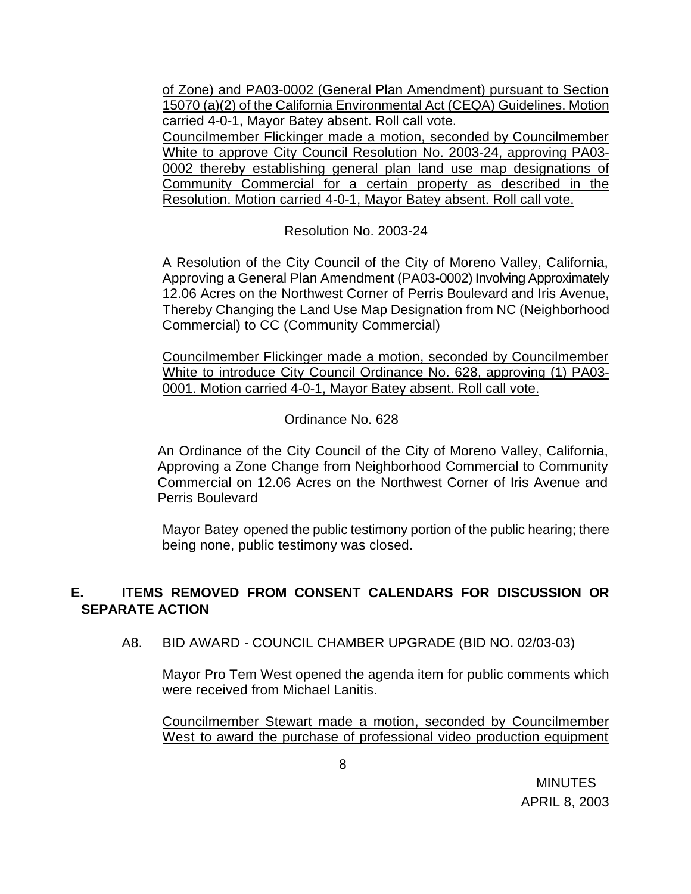of Zone) and PA03-0002 (General Plan Amendment) pursuant to Section 15070 (a)(2) of the California Environmental Act (CEQA) Guidelines. Motion carried 4-0-1, Mayor Batey absent. Roll call vote.
Councilmember Flickinger made a motion, seconded by Councilmember White to approve City Council Resolution No. 2003-24, approving PA03-0002 thereby establishing general plan land use map designations of Community Commercial for a certain property as described in the Resolution. Motion carried 4-0-1, Mayor Batey absent. Roll call vote.

Resolution No. 2003-24

A Resolution of the City Council of the City of Moreno Valley, California, Approving a General Plan Amendment (PA03-0002) Involving Approximately 12.06 Acres on the Northwest Corner of Perris Boulevard and Iris Avenue, Thereby Changing the Land Use Map Designation from NC (Neighborhood Commercial) to CC (Community Commercial)

Councilmember Flickinger made a motion, seconded by Councilmember White to introduce City Council Ordinance No. 628, approving (1) PA03-0001. Motion carried 4-0-1, Mayor Batey absent. Roll call vote.

Ordinance No. 628

An Ordinance of the City Council of the City of Moreno Valley, California, Approving a Zone Change from Neighborhood Commercial to Community Commercial on 12.06 Acres on the Northwest Corner of Iris Avenue and Perris Boulevard

Mayor Batey opened the public testimony portion of the public hearing; there being none, public testimony was closed.

## E. ITEMS REMOVED FROM CONSENT CALENDARS FOR DISCUSSION OR SEPARATE ACTION

A8. BID AWARD - COUNCIL CHAMBER UPGRADE (BID NO. 02/03-03)

Mayor Pro Tem West opened the agenda item for public comments which were received from Michael Lanitis.

Councilmember Stewart made a motion, seconded by Councilmember West to award the purchase of professional video production equipment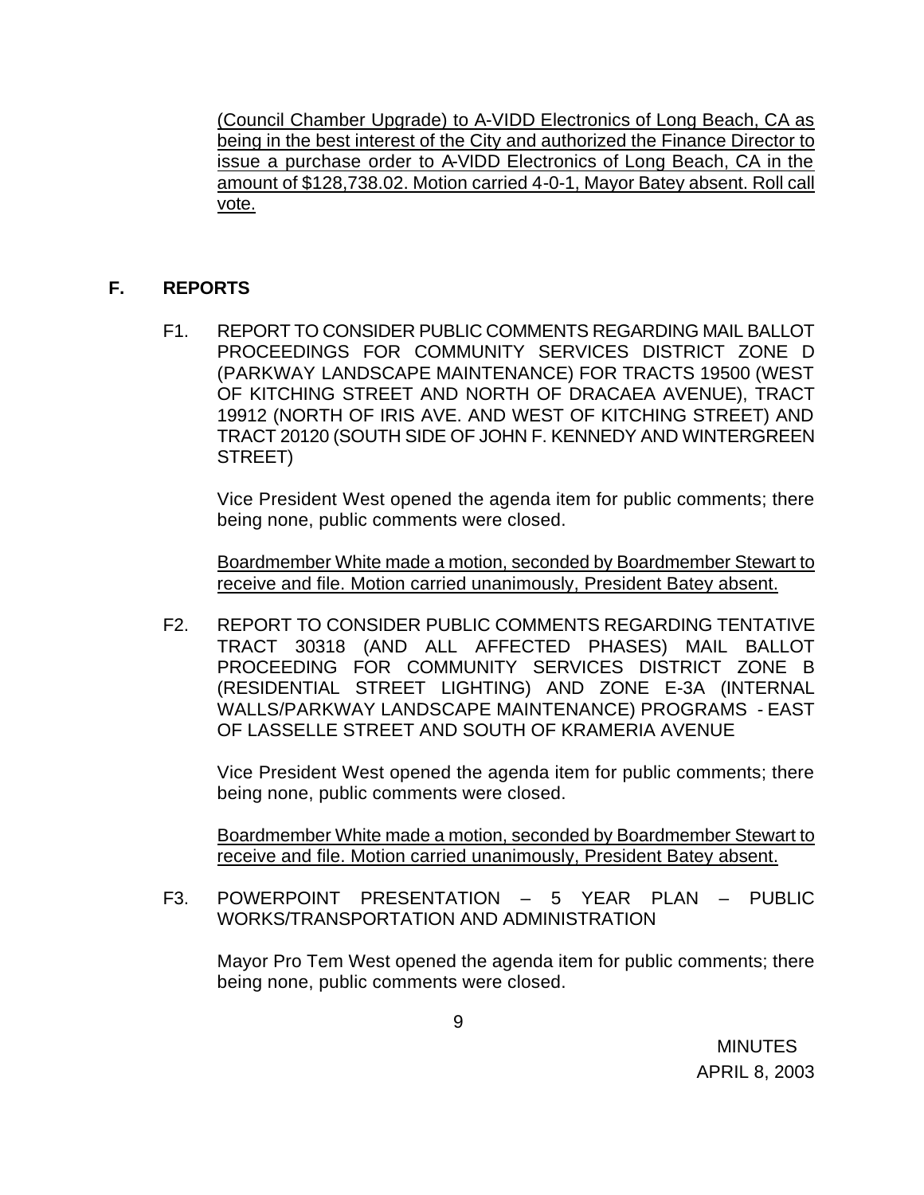(Council Chamber Upgrade) to A-VIDD Electronics of Long Beach, CA as being in the best interest of the City and authorized the Finance Director to issue a purchase order to A-VIDD Electronics of Long Beach, CA in the amount of $128,738.02. Motion carried 4-0-1, Mayor Batey absent. Roll call vote.

## F. REPORTS

F1. REPORT TO CONSIDER PUBLIC COMMENTS REGARDING MAIL BALLOT PROCEEDINGS FOR COMMUNITY SERVICES DISTRICT ZONE D (PARKWAY LANDSCAPE MAINTENANCE) FOR TRACTS 19500 (WEST OF KITCHING STREET AND NORTH OF DRACAEA AVENUE), TRACT 19912 (NORTH OF IRIS AVE. AND WEST OF KITCHING STREET) AND TRACT 20120 (SOUTH SIDE OF JOHN F. KENNEDY AND WINTERGREEN STREET)

Vice President West opened the agenda item for public comments; there being none, public comments were closed.

Boardmember White made a motion, seconded by Boardmember Stewart to receive and file. Motion carried unanimously, President Batey absent.

F2. REPORT TO CONSIDER PUBLIC COMMENTS REGARDING TENTATIVE TRACT 30318 (AND ALL AFFECTED PHASES) MAIL BALLOT PROCEEDING FOR COMMUNITY SERVICES DISTRICT ZONE B (RESIDENTIAL STREET LIGHTING) AND ZONE E-3A (INTERNAL WALLS/PARKWAY LANDSCAPE MAINTENANCE) PROGRAMS - EAST OF LASSELLE STREET AND SOUTH OF KRAMERIA AVENUE

Vice President West opened the agenda item for public comments; there being none, public comments were closed.

Boardmember White made a motion, seconded by Boardmember Stewart to receive and file. Motion carried unanimously, President Batey absent.

F3. POWERPOINT PRESENTATION – 5 YEAR PLAN – PUBLIC WORKS/TRANSPORTATION AND ADMINISTRATION

Mayor Pro Tem West opened the agenda item for public comments; there being none, public comments were closed.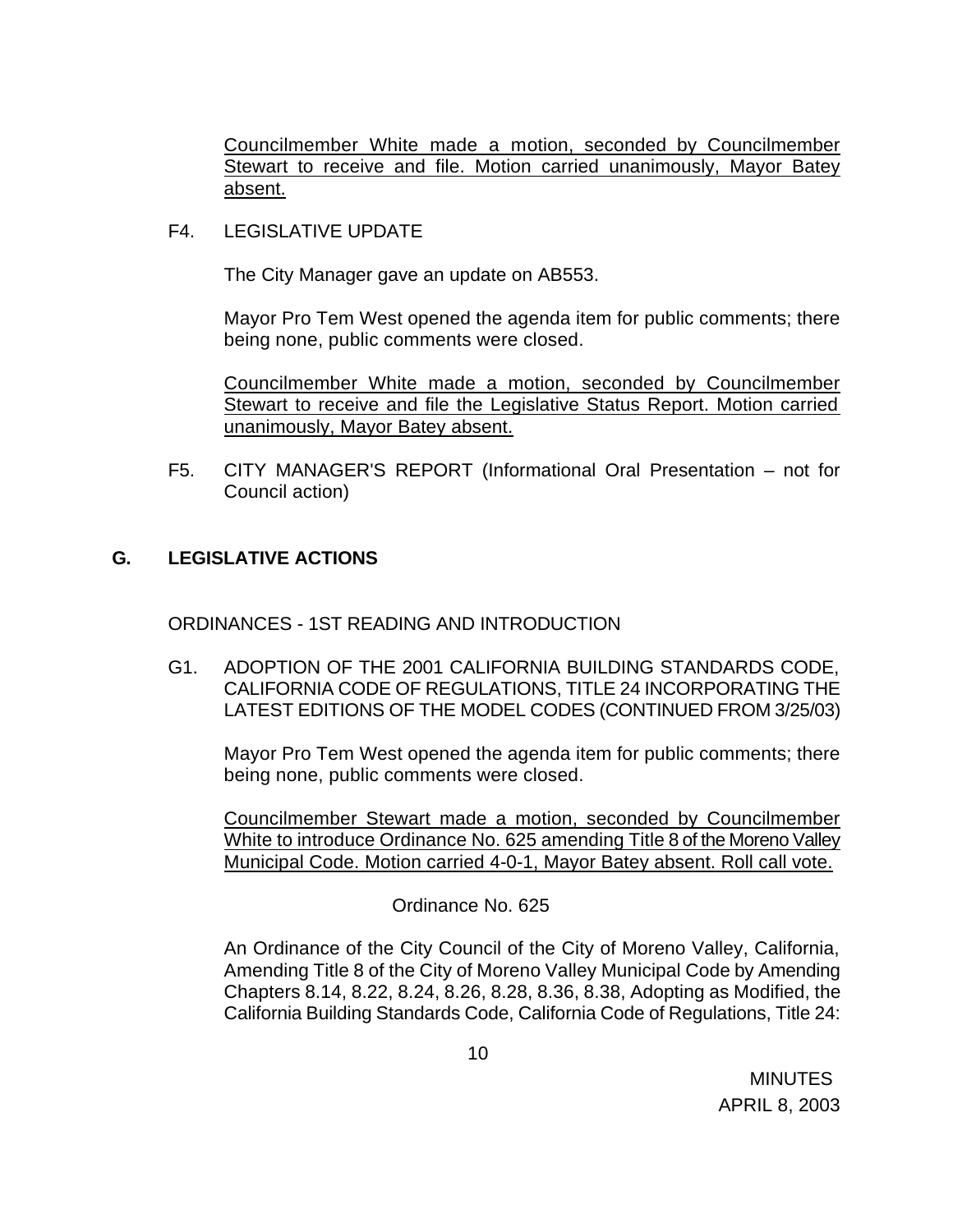Councilmember White made a motion, seconded by Councilmember Stewart to receive and file. Motion carried unanimously, Mayor Batey absent.

F4. LEGISLATIVE UPDATE

The City Manager gave an update on AB553.

Mayor Pro Tem West opened the agenda item for public comments; there being none, public comments were closed.

Councilmember White made a motion, seconded by Councilmember Stewart to receive and file the Legislative Status Report. Motion carried unanimously, Mayor Batey absent.

F5. CITY MANAGER'S REPORT (Informational Oral Presentation – not for Council action)

## G. LEGISLATIVE ACTIONS

ORDINANCES - 1ST READING AND INTRODUCTION

G1. ADOPTION OF THE 2001 CALIFORNIA BUILDING STANDARDS CODE, CALIFORNIA CODE OF REGULATIONS, TITLE 24 INCORPORATING THE LATEST EDITIONS OF THE MODEL CODES (CONTINUED FROM 3/25/03)

Mayor Pro Tem West opened the agenda item for public comments; there being none, public comments were closed.

Councilmember Stewart made a motion, seconded by Councilmember White to introduce Ordinance No. 625 amending Title 8 of the Moreno Valley Municipal Code. Motion carried 4-0-1, Mayor Batey absent. Roll call vote.

Ordinance No. 625

An Ordinance of the City Council of the City of Moreno Valley, California, Amending Title 8 of the City of Moreno Valley Municipal Code by Amending Chapters 8.14, 8.22, 8.24, 8.26, 8.28, 8.36, 8.38, Adopting as Modified, the California Building Standards Code, California Code of Regulations, Title 24: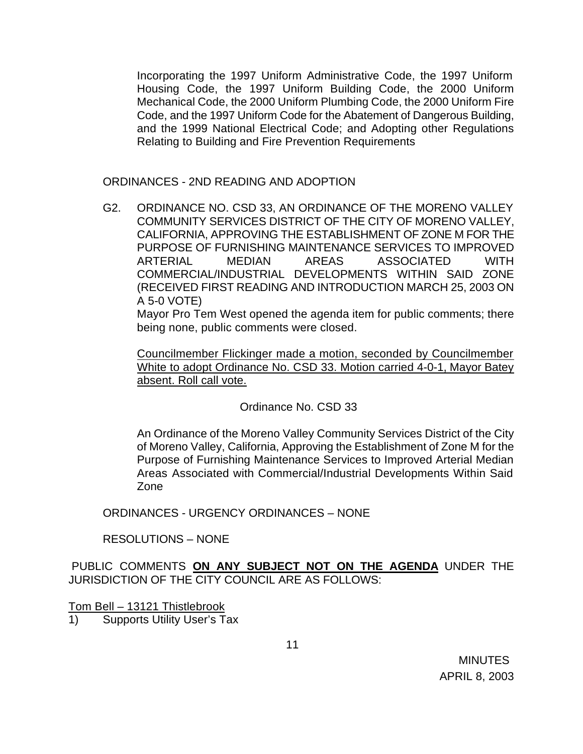Incorporating the 1997 Uniform Administrative Code, the 1997 Uniform Housing Code, the 1997 Uniform Building Code, the 2000 Uniform Mechanical Code, the 2000 Uniform Plumbing Code, the 2000 Uniform Fire Code, and the 1997 Uniform Code for the Abatement of Dangerous Building, and the 1999 National Electrical Code; and Adopting other Regulations Relating to Building and Fire Prevention Requirements

ORDINANCES - 2ND READING AND ADOPTION

G2. ORDINANCE NO. CSD 33, AN ORDINANCE OF THE MORENO VALLEY COMMUNITY SERVICES DISTRICT OF THE CITY OF MORENO VALLEY, CALIFORNIA, APPROVING THE ESTABLISHMENT OF ZONE M FOR THE PURPOSE OF FURNISHING MAINTENANCE SERVICES TO IMPROVED ARTERIAL MEDIAN AREAS ASSOCIATED WITH COMMERCIAL/INDUSTRIAL DEVELOPMENTS WITHIN SAID ZONE (RECEIVED FIRST READING AND INTRODUCTION MARCH 25, 2003 ON A 5-0 VOTE)

Mayor Pro Tem West opened the agenda item for public comments; there being none, public comments were closed.

Councilmember Flickinger made a motion, seconded by Councilmember White to adopt Ordinance No. CSD 33. Motion carried 4-0-1, Mayor Batey absent. Roll call vote.

Ordinance No. CSD 33

An Ordinance of the Moreno Valley Community Services District of the City of Moreno Valley, California, Approving the Establishment of Zone M for the Purpose of Furnishing Maintenance Services to Improved Arterial Median Areas Associated with Commercial/Industrial Developments Within Said Zone

ORDINANCES - URGENCY ORDINANCES – NONE

RESOLUTIONS – NONE

PUBLIC COMMENTS **ON ANY SUBJECT NOT ON THE AGENDA** UNDER THE JURISDICTION OF THE CITY COUNCIL ARE AS FOLLOWS:

Tom Bell – 13121 Thistlebrook

1) Supports Utility User's Tax

MINUTES
APRIL 8, 2003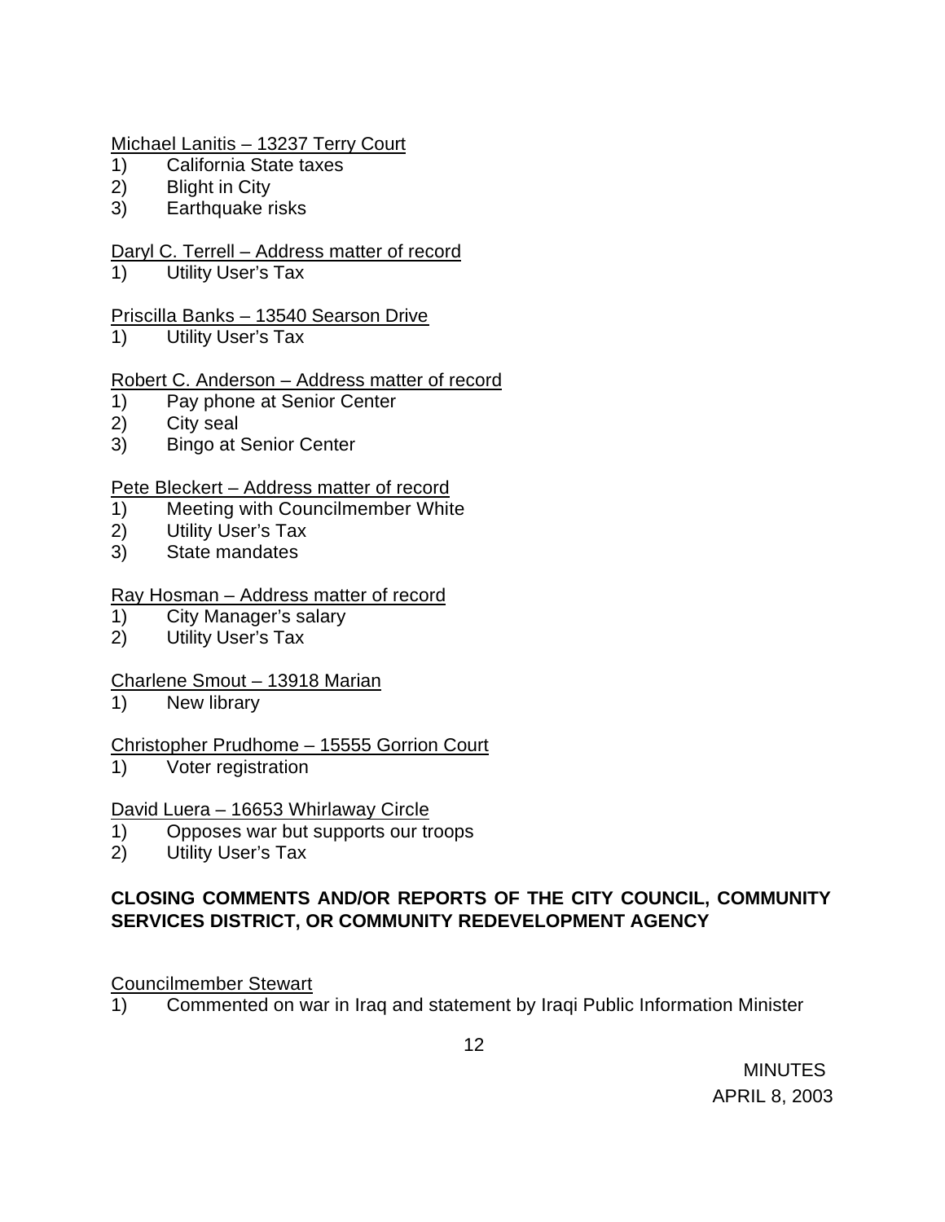Michael Lanitis – 13237 Terry Court
1) California State taxes
2) Blight in City
3) Earthquake risks

Daryl C. Terrell – Address matter of record
1) Utility User's Tax

Priscilla Banks – 13540 Searson Drive
1) Utility User's Tax

Robert C. Anderson – Address matter of record
1) Pay phone at Senior Center
2) City seal
3) Bingo at Senior Center

Pete Bleckert – Address matter of record
1) Meeting with Councilmember White
2) Utility User's Tax
3) State mandates

Ray Hosman – Address matter of record
1) City Manager's salary
2) Utility User's Tax

Charlene Smout – 13918 Marian
1) New library

Christopher Prudhome – 15555 Gorrion Court
1) Voter registration

David Luera – 16653 Whirlaway Circle
1) Opposes war but supports our troops
2) Utility User's Tax

**CLOSING COMMENTS AND/OR REPORTS OF THE CITY COUNCIL, COMMUNITY SERVICES DISTRICT, OR COMMUNITY REDEVELOPMENT AGENCY**

Councilmember Stewart
1) Commented on war in Iraq and statement by Iraqi Public Information Minister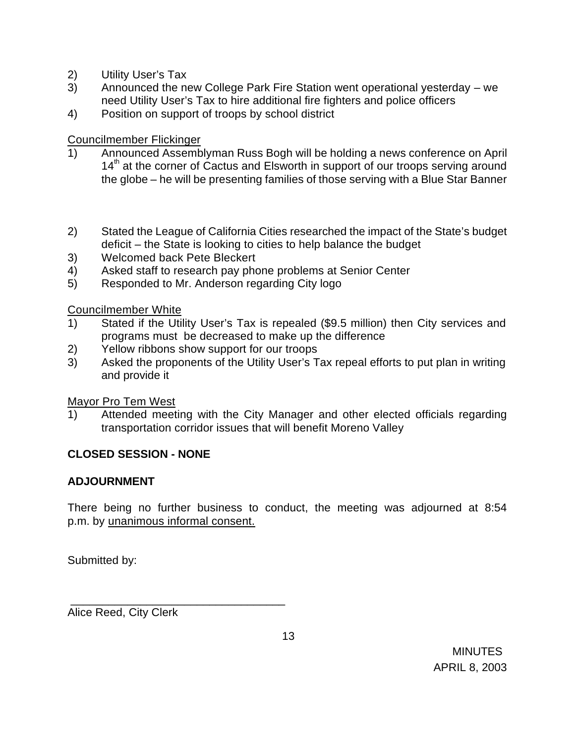2) Utility User's Tax
3) Announced the new College Park Fire Station went operational yesterday – we need Utility User's Tax to hire additional fire fighters and police officers
4) Position on support of troops by school district

Councilmember Flickinger

1) Announced Assemblyman Russ Bogh will be holding a news conference on April 14th at the corner of Cactus and Elsworth in support of our troops serving around the globe – he will be presenting families of those serving with a Blue Star Banner
2) Stated the League of California Cities researched the impact of the State's budget deficit – the State is looking to cities to help balance the budget
3) Welcomed back Pete Bleckert
4) Asked staff to research pay phone problems at Senior Center
5) Responded to Mr. Anderson regarding City logo

Councilmember White

1) Stated if the Utility User's Tax is repealed ($9.5 million) then City services and programs must be decreased to make up the difference
2) Yellow ribbons show support for our troops
3) Asked the proponents of the Utility User's Tax repeal efforts to put plan in writing and provide it

Mayor Pro Tem West

1) Attended meeting with the City Manager and other elected officials regarding transportation corridor issues that will benefit Moreno Valley

**CLOSED SESSION - NONE**

**ADJOURNMENT**

There being no further business to conduct, the meeting was adjourned at 8:54 p.m. by unanimous informal consent.

Submitted by:

\_\_\_\_\_\_\_\_\_\_\_\_\_\_\_\_\_\_\_\_\_\_\_\_\_\_\_\_\_\_\_\_\_\_\_

Alice Reed, City Clerk

MINUTES
APRIL 8, 2003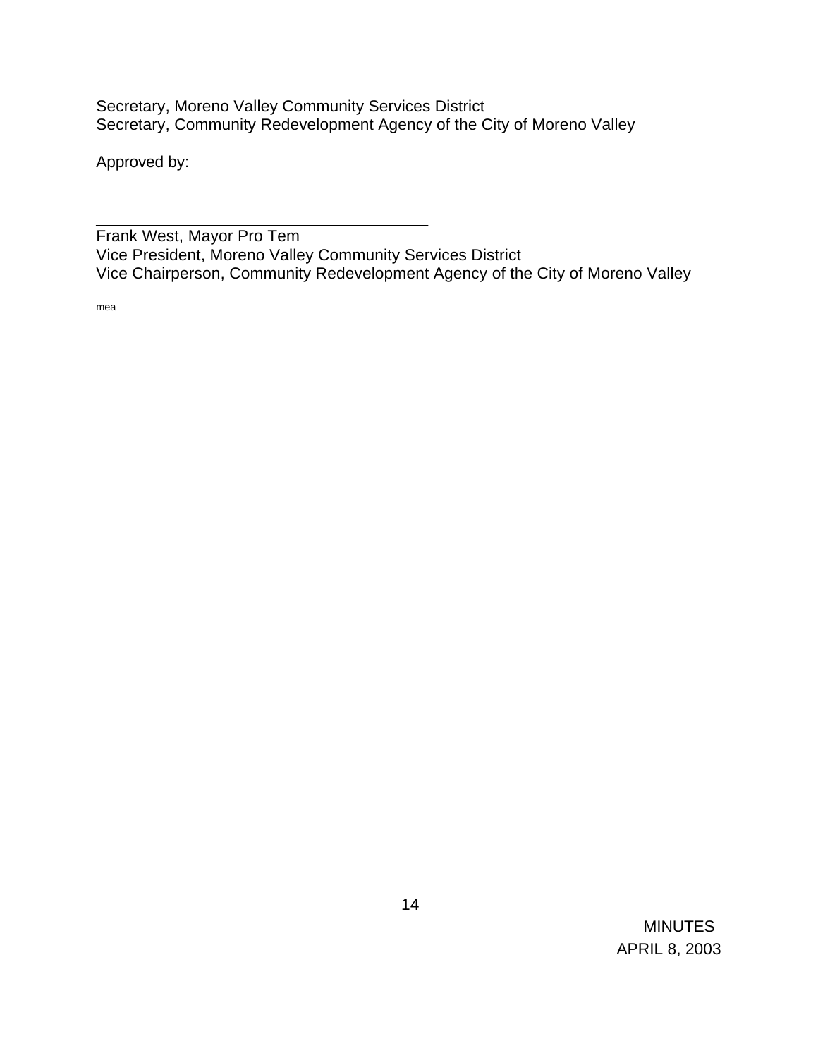Secretary, Moreno Valley Community Services District
Secretary, Community Redevelopment Agency of the City of Moreno Valley

Approved by:

\_\_\_\_\_\_\_\_\_\_\_\_\_\_\_\_\_\_\_\_\_\_\_\_\_\_\_\_\_\_\_\_\_\_\_\_\_\_\_\_

Frank West, Mayor Pro Tem
Vice President, Moreno Valley Community Services District
Vice Chairperson, Community Redevelopment Agency of the City of Moreno Valley

mea

MINUTES
APRIL 8, 2003